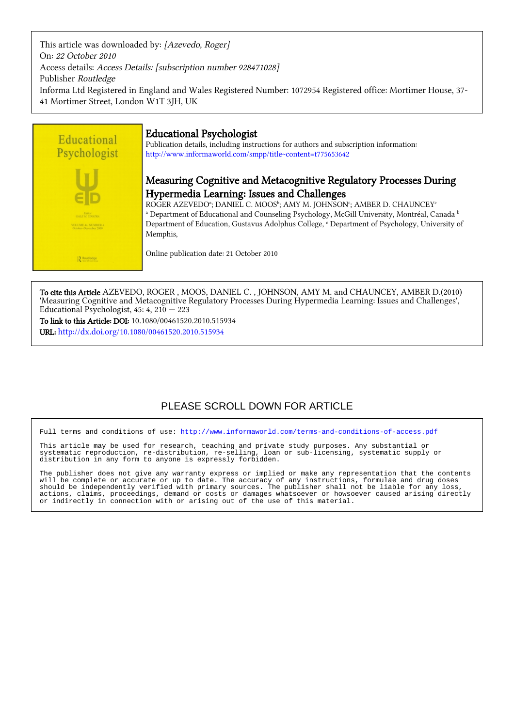This article was downloaded by: *[Azevedo, Roger]*
On: *22 October 2010*
Access details: *Access Details: [subscription number 928471028]*
Publisher *Routledge*
Informa Ltd Registered in England and Wales Registered Number: 1072954 Registered office: Mortimer House, 37-41 Mortimer Street, London W1T 3JH, UK

# Educational Psychologist

Publication details, including instructions for authors and subscription information:
http://www.informaworld.com/smpp/title~content=t775653642

## Measuring Cognitive and Metacognitive Regulatory Processes During Hypermedia Learning: Issues and Challenges

ROGER AZEVEDO[a]; DANIEL C. MOOS[b]; AMY M. JOHNSON[c]; AMBER D. CHAUNCEY[c]

[a] Department of Educational and Counseling Psychology, McGill University, Montréal, Canada [b] Department of Education, Gustavus Adolphus College, [c] Department of Psychology, University of Memphis,

Online publication date: 21 October 2010

**To cite this Article** AZEVEDO, ROGER , MOOS, DANIEL C. , JOHNSON, AMY M. and CHAUNCEY, AMBER D.(2010) 'Measuring Cognitive and Metacognitive Regulatory Processes During Hypermedia Learning: Issues and Challenges', Educational Psychologist, 45: 4, 210 — 223

**To link to this Article: DOI:** 10.1080/00461520.2010.515934

**URL:** http://dx.doi.org/10.1080/00461520.2010.515934

PLEASE SCROLL DOWN FOR ARTICLE

Full terms and conditions of use: http://www.informaworld.com/terms-and-conditions-of-access.pdf

This article may be used for research, teaching and private study purposes. Any substantial or systematic reproduction, re-distribution, re-selling, loan or sub-licensing, systematic supply or distribution in any form to anyone is expressly forbidden.

The publisher does not give any warranty express or implied or make any representation that the contents will be complete or accurate or up to date. The accuracy of any instructions, formulae and drug doses should be independently verified with primary sources. The publisher shall not be liable for any loss, actions, claims, proceedings, demand or costs or damages whatsoever or howsoever caused arising directly or indirectly in connection with or arising out of the use of this material.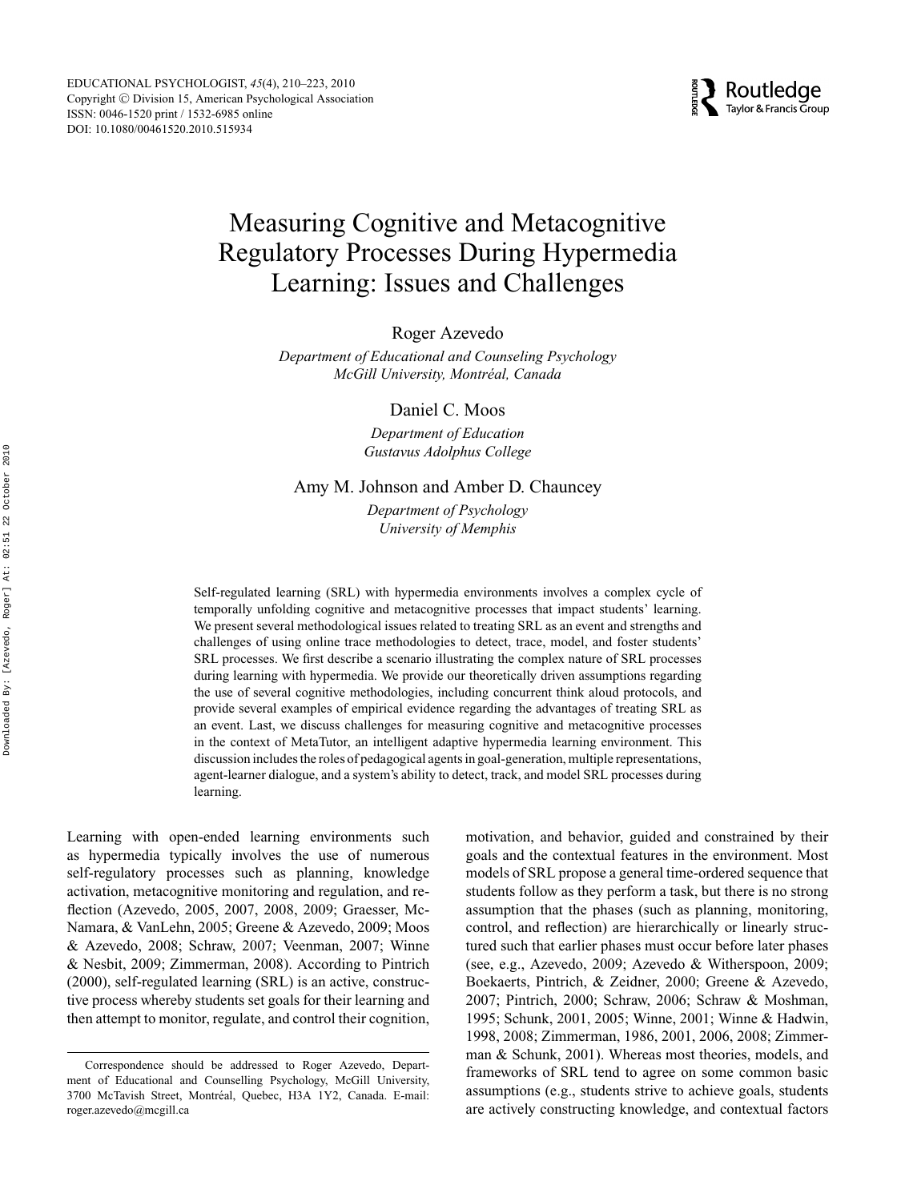# Measuring Cognitive and Metacognitive Regulatory Processes During Hypermedia Learning: Issues and Challenges

Roger Azevedo

*Department of Educational and Counseling Psychology*
*McGill University, Montréal, Canada*

Daniel C. Moos

*Department of Education*
*Gustavus Adolphus College*

Amy M. Johnson and Amber D. Chauncey

*Department of Psychology*
*University of Memphis*

Self-regulated learning (SRL) with hypermedia environments involves a complex cycle of temporally unfolding cognitive and metacognitive processes that impact students' learning. We present several methodological issues related to treating SRL as an event and strengths and challenges of using online trace methodologies to detect, trace, model, and foster students' SRL processes. We first describe a scenario illustrating the complex nature of SRL processes during learning with hypermedia. We provide our theoretically driven assumptions regarding the use of several cognitive methodologies, including concurrent think aloud protocols, and provide several examples of empirical evidence regarding the advantages of treating SRL as an event. Last, we discuss challenges for measuring cognitive and metacognitive processes in the context of MetaTutor, an intelligent adaptive hypermedia learning environment. This discussion includes the roles of pedagogical agents in goal-generation, multiple representations, agent-learner dialogue, and a system's ability to detect, track, and model SRL processes during learning.

Learning with open-ended learning environments such as hypermedia typically involves the use of numerous self-regulatory processes such as planning, knowledge activation, metacognitive monitoring and regulation, and reflection (Azevedo, 2005, 2007, 2008, 2009; Graesser, McNamara, & VanLehn, 2005; Greene & Azevedo, 2009; Moos & Azevedo, 2008; Schraw, 2007; Veenman, 2007; Winne & Nesbit, 2009; Zimmerman, 2008). According to Pintrich (2000), self-regulated learning (SRL) is an active, constructive process whereby students set goals for their learning and then attempt to monitor, regulate, and control their cognition, motivation, and behavior, guided and constrained by their goals and the contextual features in the environment. Most models of SRL propose a general time-ordered sequence that students follow as they perform a task, but there is no strong assumption that the phases (such as planning, monitoring, control, and reflection) are hierarchically or linearly structured such that earlier phases must occur before later phases (see, e.g., Azevedo, 2009; Azevedo & Witherspoon, 2009; Boekaerts, Pintrich, & Zeidner, 2000; Greene & Azevedo, 2007; Pintrich, 2000; Schraw, 2006; Schraw & Moshman, 1995; Schunk, 2001, 2005; Winne, 2001; Winne & Hadwin, 1998, 2008; Zimmerman, 1986, 2001, 2006, 2008; Zimmerman & Schunk, 2001). Whereas most theories, models, and frameworks of SRL tend to agree on some common basic assumptions (e.g., students strive to achieve goals, students are actively constructing knowledge, and contextual factors

Correspondence should be addressed to Roger Azevedo, Department of Educational and Counselling Psychology, McGill University, 3700 McTavish Street, Montréal, Quebec, H3A 1Y2, Canada. E-mail: roger.azevedo@mcgill.ca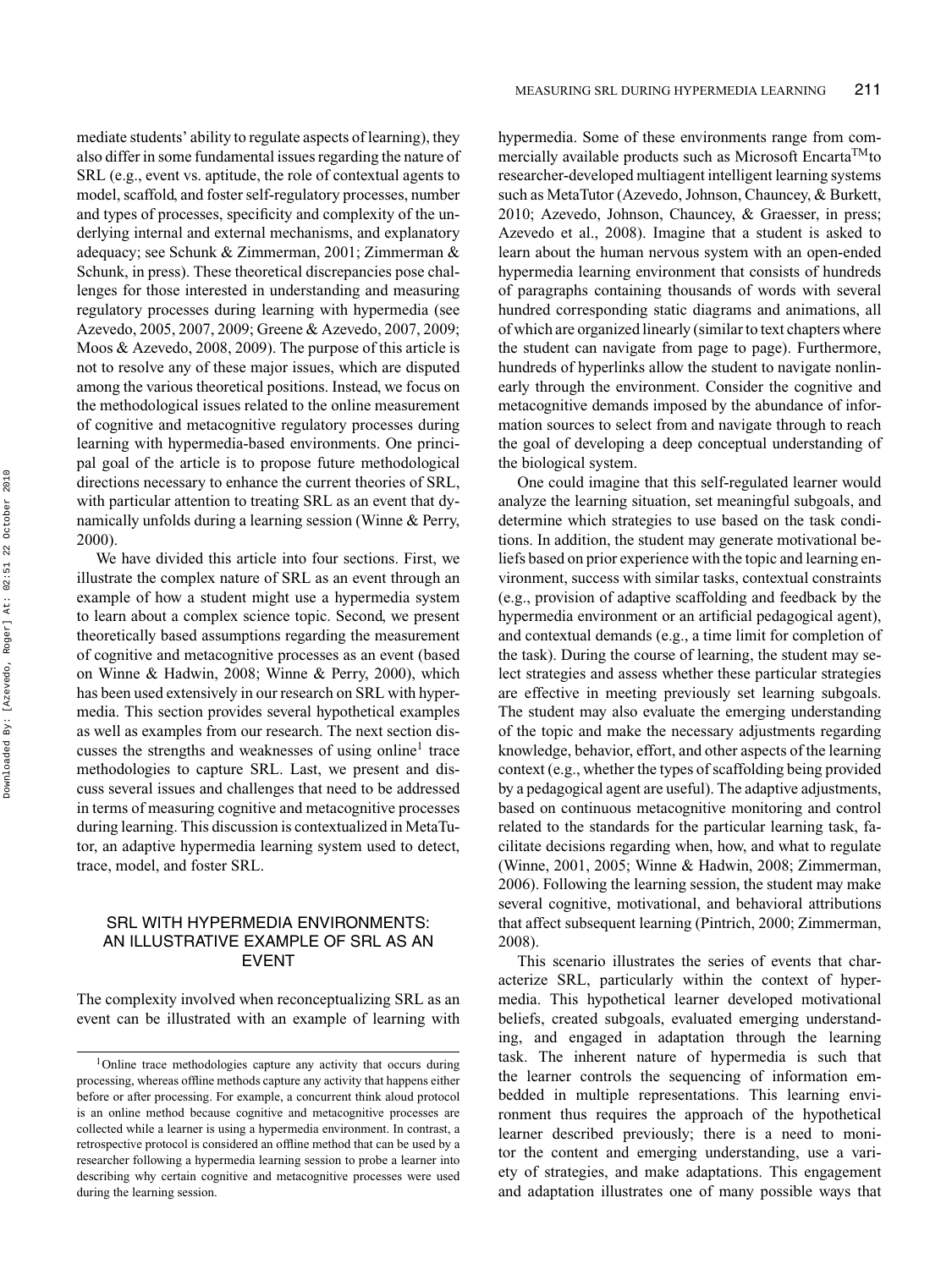mediate students' ability to regulate aspects of learning), they also differ in some fundamental issues regarding the nature of SRL (e.g., event vs. aptitude, the role of contextual agents to model, scaffold, and foster self-regulatory processes, number and types of processes, specificity and complexity of the underlying internal and external mechanisms, and explanatory adequacy; see Schunk & Zimmerman, 2001; Zimmerman & Schunk, in press). These theoretical discrepancies pose challenges for those interested in understanding and measuring regulatory processes during learning with hypermedia (see Azevedo, 2005, 2007, 2009; Greene & Azevedo, 2007, 2009; Moos & Azevedo, 2008, 2009). The purpose of this article is not to resolve any of these major issues, which are disputed among the various theoretical positions. Instead, we focus on the methodological issues related to the online measurement of cognitive and metacognitive regulatory processes during learning with hypermedia-based environments. One principal goal of the article is to propose future methodological directions necessary to enhance the current theories of SRL, with particular attention to treating SRL as an event that dynamically unfolds during a learning session (Winne & Perry, 2000).

We have divided this article into four sections. First, we illustrate the complex nature of SRL as an event through an example of how a student might use a hypermedia system to learn about a complex science topic. Second, we present theoretically based assumptions regarding the measurement of cognitive and metacognitive processes as an event (based on Winne & Hadwin, 2008; Winne & Perry, 2000), which has been used extensively in our research on SRL with hypermedia. This section provides several hypothetical examples as well as examples from our research. The next section discusses the strengths and weaknesses of using online[1] trace methodologies to capture SRL. Last, we present and discuss several issues and challenges that need to be addressed in terms of measuring cognitive and metacognitive processes during learning. This discussion is contextualized in MetaTutor, an adaptive hypermedia learning system used to detect, trace, model, and foster SRL.

## SRL WITH HYPERMEDIA ENVIRONMENTS: AN ILLUSTRATIVE EXAMPLE OF SRL AS AN EVENT

The complexity involved when reconceptualizing SRL as an event can be illustrated with an example of learning with hypermedia. Some of these environments range from commercially available products such as Microsoft Encarta™ to researcher-developed multiagent intelligent learning systems such as MetaTutor (Azevedo, Johnson, Chauncey, & Burkett, 2010; Azevedo, Johnson, Chauncey, & Graesser, in press; Azevedo et al., 2008). Imagine that a student is asked to learn about the human nervous system with an open-ended hypermedia learning environment that consists of hundreds of paragraphs containing thousands of words with several hundred corresponding static diagrams and animations, all of which are organized linearly (similar to text chapters where the student can navigate from page to page). Furthermore, hundreds of hyperlinks allow the student to navigate nonlinearly through the environment. Consider the cognitive and metacognitive demands imposed by the abundance of information sources to select from and navigate through to reach the goal of developing a deep conceptual understanding of the biological system.

One could imagine that this self-regulated learner would analyze the learning situation, set meaningful subgoals, and determine which strategies to use based on the task conditions. In addition, the student may generate motivational beliefs based on prior experience with the topic and learning environment, success with similar tasks, contextual constraints (e.g., provision of adaptive scaffolding and feedback by the hypermedia environment or an artificial pedagogical agent), and contextual demands (e.g., a time limit for completion of the task). During the course of learning, the student may select strategies and assess whether these particular strategies are effective in meeting previously set learning subgoals. The student may also evaluate the emerging understanding of the topic and make the necessary adjustments regarding knowledge, behavior, effort, and other aspects of the learning context (e.g., whether the types of scaffolding being provided by a pedagogical agent are useful). The adaptive adjustments, based on continuous metacognitive monitoring and control related to the standards for the particular learning task, facilitate decisions regarding when, how, and what to regulate (Winne, 2001, 2005; Winne & Hadwin, 2008; Zimmerman, 2006). Following the learning session, the student may make several cognitive, motivational, and behavioral attributions that affect subsequent learning (Pintrich, 2000; Zimmerman, 2008).

This scenario illustrates the series of events that characterize SRL, particularly within the context of hypermedia. This hypothetical learner developed motivational beliefs, created subgoals, evaluated emerging understanding, and engaged in adaptation through the learning task. The inherent nature of hypermedia is such that the learner controls the sequencing of information embedded in multiple representations. This learning environment thus requires the approach of the hypothetical learner described previously; there is a need to monitor the content and emerging understanding, use a variety of strategies, and make adaptations. This engagement and adaptation illustrates one of many possible ways that

[1]Online trace methodologies capture any activity that occurs during processing, whereas offline methods capture any activity that happens either before or after processing. For example, a concurrent think aloud protocol is an online method because cognitive and metacognitive processes are collected while a learner is using a hypermedia environment. In contrast, a retrospective protocol is considered an offline method that can be used by a researcher following a hypermedia learning session to probe a learner into describing why certain cognitive and metacognitive processes were used during the learning session.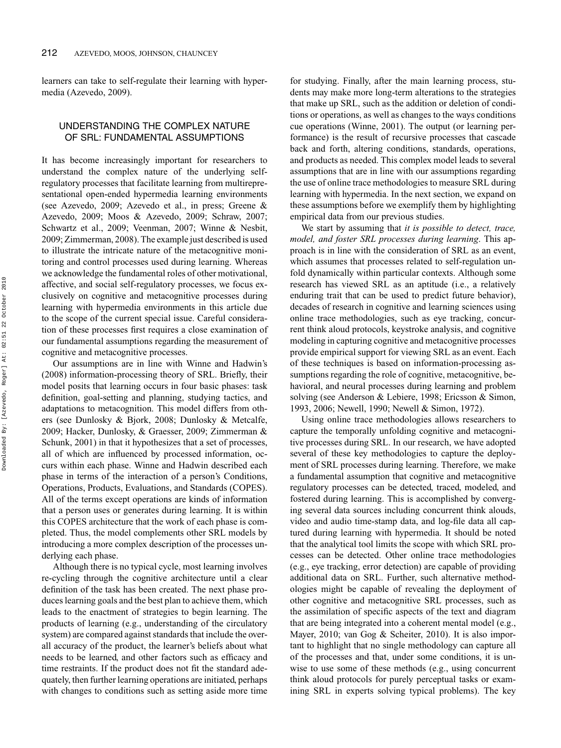learners can take to self-regulate their learning with hypermedia (Azevedo, 2009).

## UNDERSTANDING THE COMPLEX NATURE OF SRL: FUNDAMENTAL ASSUMPTIONS

It has become increasingly important for researchers to understand the complex nature of the underlying self-regulatory processes that facilitate learning from multirepresentational open-ended hypermedia learning environments (see Azevedo, 2009; Azevedo et al., in press; Greene & Azevedo, 2009; Moos & Azevedo, 2009; Schraw, 2007; Schwartz et al., 2009; Veenman, 2007; Winne & Nesbit, 2009; Zimmerman, 2008). The example just described is used to illustrate the intricate nature of the metacognitive monitoring and control processes used during learning. Whereas we acknowledge the fundamental roles of other motivational, affective, and social self-regulatory processes, we focus exclusively on cognitive and metacognitive processes during learning with hypermedia environments in this article due to the scope of the current special issue. Careful consideration of these processes first requires a close examination of our fundamental assumptions regarding the measurement of cognitive and metacognitive processes.

Our assumptions are in line with Winne and Hadwin's (2008) information-processing theory of SRL. Briefly, their model posits that learning occurs in four basic phases: task definition, goal-setting and planning, studying tactics, and adaptations to metacognition. This model differs from others (see Dunlosky & Bjork, 2008; Dunlosky & Metcalfe, 2009; Hacker, Dunlosky, & Graesser, 2009; Zimmerman & Schunk, 2001) in that it hypothesizes that a set of processes, all of which are influenced by processed information, occurs within each phase. Winne and Hadwin described each phase in terms of the interaction of a person's Conditions, Operations, Products, Evaluations, and Standards (COPES). All of the terms except operations are kinds of information that a person uses or generates during learning. It is within this COPES architecture that the work of each phase is completed. Thus, the model complements other SRL models by introducing a more complex description of the processes underlying each phase.

Although there is no typical cycle, most learning involves re-cycling through the cognitive architecture until a clear definition of the task has been created. The next phase produces learning goals and the best plan to achieve them, which leads to the enactment of strategies to begin learning. The products of learning (e.g., understanding of the circulatory system) are compared against standards that include the overall accuracy of the product, the learner's beliefs about what needs to be learned, and other factors such as efficacy and time restraints. If the product does not fit the standard adequately, then further learning operations are initiated, perhaps with changes to conditions such as setting aside more time for studying. Finally, after the main learning process, students may make more long-term alterations to the strategies that make up SRL, such as the addition or deletion of conditions or operations, as well as changes to the ways conditions cue operations (Winne, 2001). The output (or learning performance) is the result of recursive processes that cascade back and forth, altering conditions, standards, operations, and products as needed. This complex model leads to several assumptions that are in line with our assumptions regarding the use of online trace methodologies to measure SRL during learning with hypermedia. In the next section, we expand on these assumptions before we exemplify them by highlighting empirical data from our previous studies.

We start by assuming that *it is possible to detect, trace, model, and foster SRL processes during learning*. This approach is in line with the consideration of SRL as an event, which assumes that processes related to self-regulation unfold dynamically within particular contexts. Although some research has viewed SRL as an aptitude (i.e., a relatively enduring trait that can be used to predict future behavior), decades of research in cognitive and learning sciences using online trace methodologies, such as eye tracking, concurrent think aloud protocols, keystroke analysis, and cognitive modeling in capturing cognitive and metacognitive processes provide empirical support for viewing SRL as an event. Each of these techniques is based on information-processing assumptions regarding the role of cognitive, metacognitive, behavioral, and neural processes during learning and problem solving (see Anderson & Lebiere, 1998; Ericsson & Simon, 1993, 2006; Newell, 1990; Newell & Simon, 1972).

Using online trace methodologies allows researchers to capture the temporally unfolding cognitive and metacognitive processes during SRL. In our research, we have adopted several of these key methodologies to capture the deployment of SRL processes during learning. Therefore, we make a fundamental assumption that cognitive and metacognitive regulatory processes can be detected, traced, modeled, and fostered during learning. This is accomplished by converging several data sources including concurrent think alouds, video and audio time-stamp data, and log-file data all captured during learning with hypermedia. It should be noted that the analytical tool limits the scope with which SRL processes can be detected. Other online trace methodologies (e.g., eye tracking, error detection) are capable of providing additional data on SRL. Further, such alternative methodologies might be capable of revealing the deployment of other cognitive and metacognitive SRL processes, such as the assimilation of specific aspects of the text and diagram that are being integrated into a coherent mental model (e.g., Mayer, 2010; van Gog & Scheiter, 2010). It is also important to highlight that no single methodology can capture all of the processes and that, under some conditions, it is unwise to use some of these methods (e.g., using concurrent think aloud protocols for purely perceptual tasks or examining SRL in experts solving typical problems). The key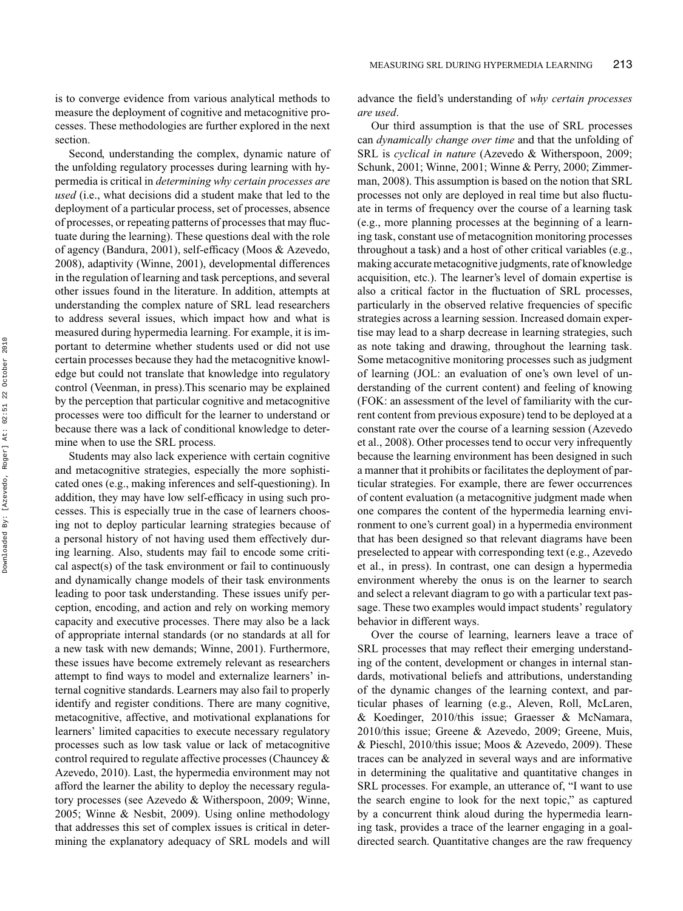is to converge evidence from various analytical methods to measure the deployment of cognitive and metacognitive processes. These methodologies are further explored in the next section.

Second, understanding the complex, dynamic nature of the unfolding regulatory processes during learning with hypermedia is critical in *determining why certain processes are used* (i.e., what decisions did a student make that led to the deployment of a particular process, set of processes, absence of processes, or repeating patterns of processes that may fluctuate during the learning). These questions deal with the role of agency (Bandura, 2001), self-efficacy (Moos & Azevedo, 2008), adaptivity (Winne, 2001), developmental differences in the regulation of learning and task perceptions, and several other issues found in the literature. In addition, attempts at understanding the complex nature of SRL lead researchers to address several issues, which impact how and what is measured during hypermedia learning. For example, it is important to determine whether students used or did not use certain processes because they had the metacognitive knowledge but could not translate that knowledge into regulatory control (Veenman, in press).This scenario may be explained by the perception that particular cognitive and metacognitive processes were too difficult for the learner to understand or because there was a lack of conditional knowledge to determine when to use the SRL process.

Students may also lack experience with certain cognitive and metacognitive strategies, especially the more sophisticated ones (e.g., making inferences and self-questioning). In addition, they may have low self-efficacy in using such processes. This is especially true in the case of learners choosing not to deploy particular learning strategies because of a personal history of not having used them effectively during learning. Also, students may fail to encode some critical aspect(s) of the task environment or fail to continuously and dynamically change models of their task environments leading to poor task understanding. These issues unify perception, encoding, and action and rely on working memory capacity and executive processes. There may also be a lack of appropriate internal standards (or no standards at all for a new task with new demands; Winne, 2001). Furthermore, these issues have become extremely relevant as researchers attempt to find ways to model and externalize learners' internal cognitive standards. Learners may also fail to properly identify and register conditions. There are many cognitive, metacognitive, affective, and motivational explanations for learners' limited capacities to execute necessary regulatory processes such as low task value or lack of metacognitive control required to regulate affective processes (Chauncey & Azevedo, 2010). Last, the hypermedia environment may not afford the learner the ability to deploy the necessary regulatory processes (see Azevedo & Witherspoon, 2009; Winne, 2005; Winne & Nesbit, 2009). Using online methodology that addresses this set of complex issues is critical in determining the explanatory adequacy of SRL models and will advance the field's understanding of *why certain processes are used*.

Our third assumption is that the use of SRL processes can *dynamically change over time* and that the unfolding of SRL is *cyclical in nature* (Azevedo & Witherspoon, 2009; Schunk, 2001; Winne, 2001; Winne & Perry, 2000; Zimmerman, 2008). This assumption is based on the notion that SRL processes not only are deployed in real time but also fluctuate in terms of frequency over the course of a learning task (e.g., more planning processes at the beginning of a learning task, constant use of metacognition monitoring processes throughout a task) and a host of other critical variables (e.g., making accurate metacognitive judgments, rate of knowledge acquisition, etc.). The learner's level of domain expertise is also a critical factor in the fluctuation of SRL processes, particularly in the observed relative frequencies of specific strategies across a learning session. Increased domain expertise may lead to a sharp decrease in learning strategies, such as note taking and drawing, throughout the learning task. Some metacognitive monitoring processes such as judgment of learning (JOL: an evaluation of one's own level of understanding of the current content) and feeling of knowing (FOK: an assessment of the level of familiarity with the current content from previous exposure) tend to be deployed at a constant rate over the course of a learning session (Azevedo et al., 2008). Other processes tend to occur very infrequently because the learning environment has been designed in such a manner that it prohibits or facilitates the deployment of particular strategies. For example, there are fewer occurrences of content evaluation (a metacognitive judgment made when one compares the content of the hypermedia learning environment to one's current goal) in a hypermedia environment that has been designed so that relevant diagrams have been preselected to appear with corresponding text (e.g., Azevedo et al., in press). In contrast, one can design a hypermedia environment whereby the onus is on the learner to search and select a relevant diagram to go with a particular text passage. These two examples would impact students' regulatory behavior in different ways.

Over the course of learning, learners leave a trace of SRL processes that may reflect their emerging understanding of the content, development or changes in internal standards, motivational beliefs and attributions, understanding of the dynamic changes of the learning context, and particular phases of learning (e.g., Aleven, Roll, McLaren, & Koedinger, 2010/this issue; Graesser & McNamara, 2010/this issue; Greene & Azevedo, 2009; Greene, Muis, & Pieschl, 2010/this issue; Moos & Azevedo, 2009). These traces can be analyzed in several ways and are informative in determining the qualitative and quantitative changes in SRL processes. For example, an utterance of, "I want to use the search engine to look for the next topic," as captured by a concurrent think aloud during the hypermedia learning task, provides a trace of the learner engaging in a goal-directed search. Quantitative changes are the raw frequency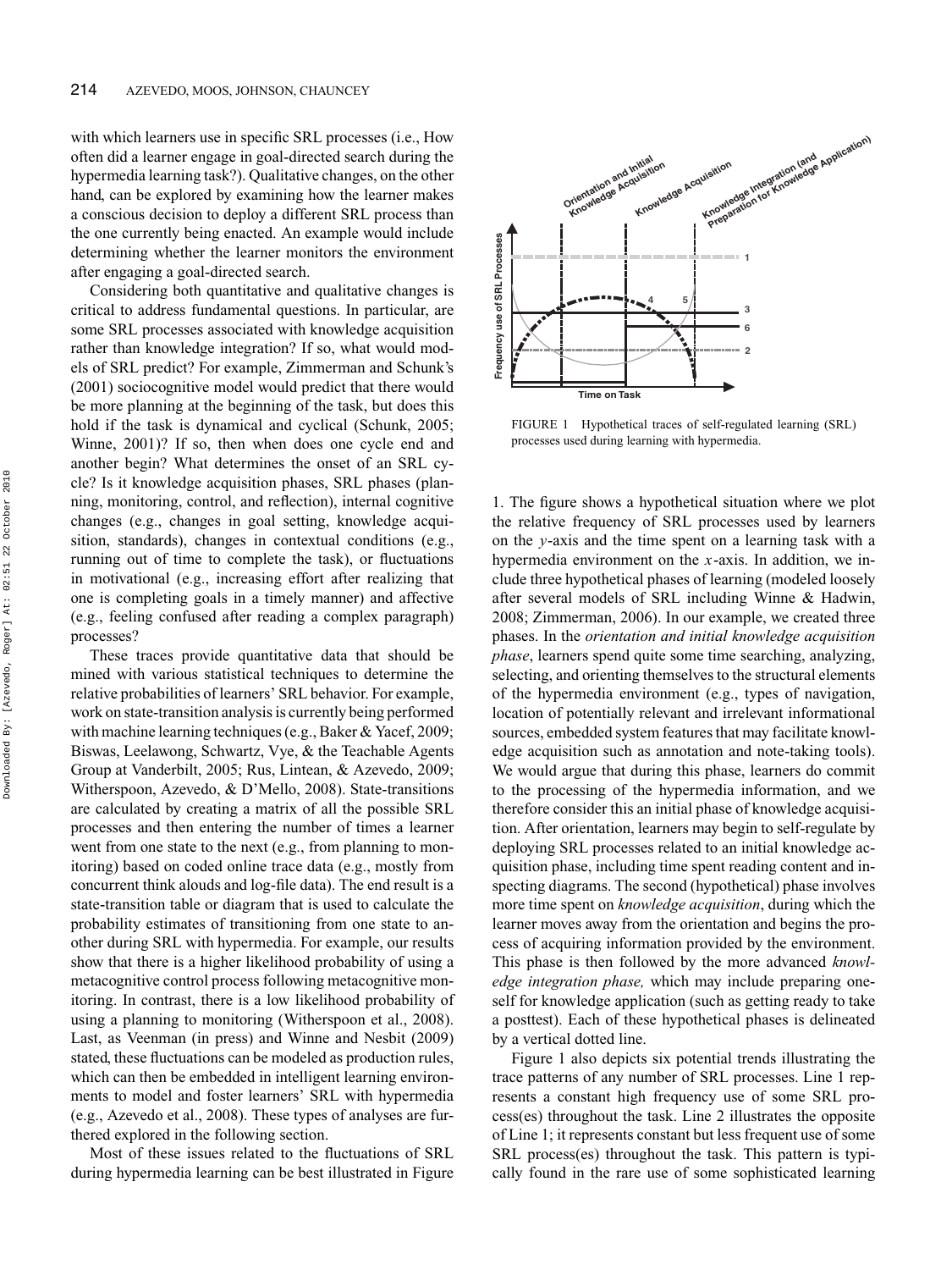with which learners use in specific SRL processes (i.e., How often did a learner engage in goal-directed search during the hypermedia learning task?). Qualitative changes, on the other hand, can be explored by examining how the learner makes a conscious decision to deploy a different SRL process than the one currently being enacted. An example would include determining whether the learner monitors the environment after engaging a goal-directed search.

Considering both quantitative and qualitative changes is critical to address fundamental questions. In particular, are some SRL processes associated with knowledge acquisition rather than knowledge integration? If so, what would models of SRL predict? For example, Zimmerman and Schunk's (2001) sociocognitive model would predict that there would be more planning at the beginning of the task, but does this hold if the task is dynamical and cyclical (Schunk, 2005; Winne, 2001)? If so, then when does one cycle end and another begin? What determines the onset of an SRL cycle? Is it knowledge acquisition phases, SRL phases (planning, monitoring, control, and reflection), internal cognitive changes (e.g., changes in goal setting, knowledge acquisition, standards), changes in contextual conditions (e.g., running out of time to complete the task), or fluctuations in motivational (e.g., increasing effort after realizing that one is completing goals in a timely manner) and affective (e.g., feeling confused after reading a complex paragraph) processes?

These traces provide quantitative data that should be mined with various statistical techniques to determine the relative probabilities of learners' SRL behavior. For example, work on state-transition analysis is currently being performed with machine learning techniques (e.g., Baker & Yacef, 2009; Biswas, Leelawong, Schwartz, Vye, & the Teachable Agents Group at Vanderbilt, 2005; Rus, Lintean, & Azevedo, 2009; Witherspoon, Azevedo, & D'Mello, 2008). State-transitions are calculated by creating a matrix of all the possible SRL processes and then entering the number of times a learner went from one state to the next (e.g., from planning to monitoring) based on coded online trace data (e.g., mostly from concurrent think alouds and log-file data). The end result is a state-transition table or diagram that is used to calculate the probability estimates of transitioning from one state to another during SRL with hypermedia. For example, our results show that there is a higher likelihood probability of using a metacognitive control process following metacognitive monitoring. In contrast, there is a low likelihood probability of using a planning to monitoring (Witherspoon et al., 2008). Last, as Veenman (in press) and Winne and Nesbit (2009) stated, these fluctuations can be modeled as production rules, which can then be embedded in intelligent learning environments to model and foster learners' SRL with hypermedia (e.g., Azevedo et al., 2008). These types of analyses are furthered explored in the following section.

Most of these issues related to the fluctuations of SRL during hypermedia learning can be best illustrated in Figure

Orientation and Initial Knowledge Acquisition

Knowledge Acquisition

Knowledge Integration (and Preparation for Knowledge Application)

Frequency use of SRL Processes

Time on Task

1

2

3

4

5

6

FIGURE 1 Hypothetical traces of self-regulated learning (SRL) processes used during learning with hypermedia.

1. The figure shows a hypothetical situation where we plot the relative frequency of SRL processes used by learners on the *y*-axis and the time spent on a learning task with a hypermedia environment on the *x*-axis. In addition, we include three hypothetical phases of learning (modeled loosely after several models of SRL including Winne & Hadwin, 2008; Zimmerman, 2006). In our example, we created three phases. In the *orientation and initial knowledge acquisition phase*, learners spend quite some time searching, analyzing, selecting, and orienting themselves to the structural elements of the hypermedia environment (e.g., types of navigation, location of potentially relevant and irrelevant informational sources, embedded system features that may facilitate knowledge acquisition such as annotation and note-taking tools). We would argue that during this phase, learners do commit to the processing of the hypermedia information, and we therefore consider this an initial phase of knowledge acquisition. After orientation, learners may begin to self-regulate by deploying SRL processes related to an initial knowledge acquisition phase, including time spent reading content and inspecting diagrams. The second (hypothetical) phase involves more time spent on *knowledge acquisition*, during which the learner moves away from the orientation and begins the process of acquiring information provided by the environment. This phase is then followed by the more advanced *knowledge integration phase,* which may include preparing oneself for knowledge application (such as getting ready to take a posttest). Each of these hypothetical phases is delineated by a vertical dotted line.

Figure 1 also depicts six potential trends illustrating the trace patterns of any number of SRL processes. Line 1 represents a constant high frequency use of some SRL process(es) throughout the task. Line 2 illustrates the opposite of Line 1; it represents constant but less frequent use of some SRL process(es) throughout the task. This pattern is typically found in the rare use of some sophisticated learning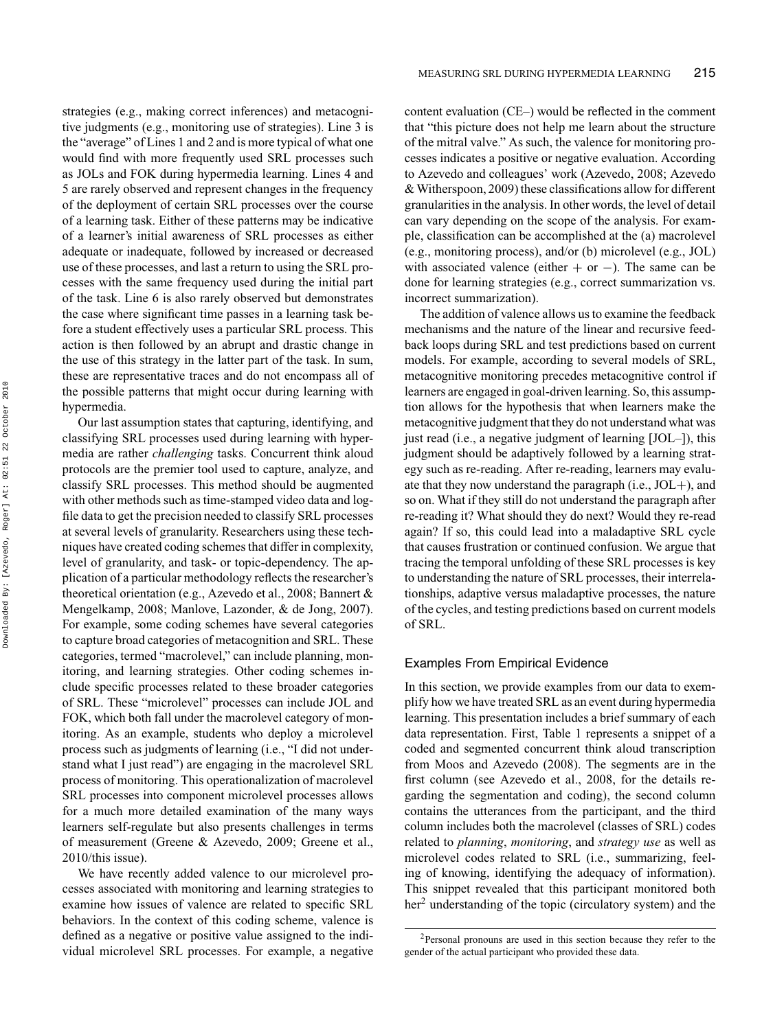strategies (e.g., making correct inferences) and metacognitive judgments (e.g., monitoring use of strategies). Line 3 is the "average" of Lines 1 and 2 and is more typical of what one would find with more frequently used SRL processes such as JOLs and FOK during hypermedia learning. Lines 4 and 5 are rarely observed and represent changes in the frequency of the deployment of certain SRL processes over the course of a learning task. Either of these patterns may be indicative of a learner's initial awareness of SRL processes as either adequate or inadequate, followed by increased or decreased use of these processes, and last a return to using the SRL processes with the same frequency used during the initial part of the task. Line 6 is also rarely observed but demonstrates the case where significant time passes in a learning task before a student effectively uses a particular SRL process. This action is then followed by an abrupt and drastic change in the use of this strategy in the latter part of the task. In sum, these are representative traces and do not encompass all of the possible patterns that might occur during learning with hypermedia.

Our last assumption states that capturing, identifying, and classifying SRL processes used during learning with hypermedia are rather *challenging* tasks. Concurrent think aloud protocols are the premier tool used to capture, analyze, and classify SRL processes. This method should be augmented with other methods such as time-stamped video data and logfile data to get the precision needed to classify SRL processes at several levels of granularity. Researchers using these techniques have created coding schemes that differ in complexity, level of granularity, and task- or topic-dependency. The application of a particular methodology reflects the researcher's theoretical orientation (e.g., Azevedo et al., 2008; Bannert & Mengelkamp, 2008; Manlove, Lazonder, & de Jong, 2007). For example, some coding schemes have several categories to capture broad categories of metacognition and SRL. These categories, termed "macrolevel," can include planning, monitoring, and learning strategies. Other coding schemes include specific processes related to these broader categories of SRL. These "microlevel" processes can include JOL and FOK, which both fall under the macrolevel category of monitoring. As an example, students who deploy a microlevel process such as judgments of learning (i.e., "I did not understand what I just read") are engaging in the macrolevel SRL process of monitoring. This operationalization of macrolevel SRL processes into component microlevel processes allows for a much more detailed examination of the many ways learners self-regulate but also presents challenges in terms of measurement (Greene & Azevedo, 2009; Greene et al., 2010/this issue).

We have recently added valence to our microlevel processes associated with monitoring and learning strategies to examine how issues of valence are related to specific SRL behaviors. In the context of this coding scheme, valence is defined as a negative or positive value assigned to the individual microlevel SRL processes. For example, a negative content evaluation (CE–) would be reflected in the comment that "this picture does not help me learn about the structure of the mitral valve." As such, the valence for monitoring processes indicates a positive or negative evaluation. According to Azevedo and colleagues' work (Azevedo, 2008; Azevedo & Witherspoon, 2009) these classifications allow for different granularities in the analysis. In other words, the level of detail can vary depending on the scope of the analysis. For example, classification can be accomplished at the (a) macrolevel (e.g., monitoring process), and/or (b) microlevel (e.g., JOL) with associated valence (either + or −). The same can be done for learning strategies (e.g., correct summarization vs. incorrect summarization).

The addition of valence allows us to examine the feedback mechanisms and the nature of the linear and recursive feedback loops during SRL and test predictions based on current models. For example, according to several models of SRL, metacognitive monitoring precedes metacognitive control if learners are engaged in goal-driven learning. So, this assumption allows for the hypothesis that when learners make the metacognitive judgment that they do not understand what was just read (i.e., a negative judgment of learning [JOL–]), this judgment should be adaptively followed by a learning strategy such as re-reading. After re-reading, learners may evaluate that they now understand the paragraph (i.e., JOL+), and so on. What if they still do not understand the paragraph after re-reading it? What should they do next? Would they re-read again? If so, this could lead into a maladaptive SRL cycle that causes frustration or continued confusion. We argue that tracing the temporal unfolding of these SRL processes is key to understanding the nature of SRL processes, their interrelationships, adaptive versus maladaptive processes, the nature of the cycles, and testing predictions based on current models of SRL.

## Examples From Empirical Evidence

In this section, we provide examples from our data to exemplify how we have treated SRL as an event during hypermedia learning. This presentation includes a brief summary of each data representation. First, Table 1 represents a snippet of a coded and segmented concurrent think aloud transcription from Moos and Azevedo (2008). The segments are in the first column (see Azevedo et al., 2008, for the details regarding the segmentation and coding), the second column contains the utterances from the participant, and the third column includes both the macrolevel (classes of SRL) codes related to *planning*, *monitoring*, and *strategy use* as well as microlevel codes related to SRL (i.e., summarizing, feeling of knowing, identifying the adequacy of information). This snippet revealed that this participant monitored both her[2] understanding of the topic (circulatory system) and the

[2]Personal pronouns are used in this section because they refer to the gender of the actual participant who provided these data.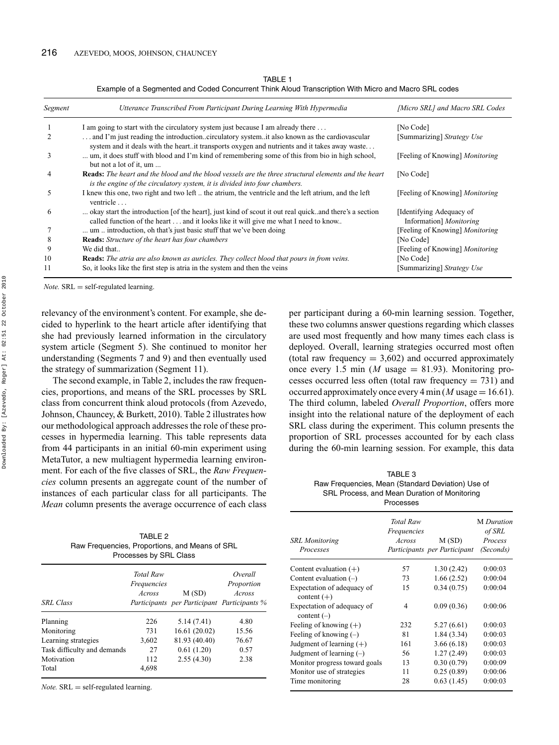TABLE 1
Example of a Segmented and Coded Concurrent Think Aloud Transcription With Micro and Macro SRL codes

| *Segment* | *Utterance Transcribed From Participant During Learning With Hypermedia* | *[Micro SRL] and Macro SRL Codes* |
|---|---|---|
| 1 | I am going to start with the circulatory system just because I am already there . . . | [No Code] |
| 2 | . . . and I'm just reading the introduction..circulatory system..it also known as the cardiovascular system and it deals with the heart..it transports oxygen and nutrients and it takes away waste. . . | [Summarizing] *Strategy Use* |
| 3 | ... um, it does stuff with blood and I'm kind of remembering some of this from bio in high school, but not a lot of it, um ... | [Feeling of Knowing] *Monitoring* |
| 4 | **Reads:** *The heart and the blood and the blood vessels are the three structural elements and the heart is the engine of the circulatory system, it is divided into four chambers.* | [No Code] |
| 5 | I knew this one, two right and two left .. the atrium, the ventricle and the left atrium, and the left ventricle . . . | [Feeling of Knowing] *Monitoring* |
| 6 | ... okay start the introduction [of the heart], just kind of scout it out real quick..and there's a section called function of the heart . . . and it looks like it will give me what I need to know.. | [Identifying Adequacy of Information] *Monitoring* |
| 7 | ... um .. introduction, oh that's just basic stuff that we've been doing | [Feeling of Knowing] *Monitoring* |
| 8 | **Reads:** *Structure of the heart has four chambers* | [No Code] |
| 9 | We did that.. | [Feeling of Knowing] *Monitoring* |
| 10 | **Reads:** *The atria are also known as auricles. They collect blood that pours in from veins.* | [No Code] |
| 11 | So, it looks like the first step is atria in the system and then the veins | [Summarizing] *Strategy Use* |

*Note.* SRL = self-regulated learning.

relevancy of the environment's content. For example, she decided to hyperlink to the heart article after identifying that she had previously learned information in the circulatory system article (Segment 5). She continued to monitor her understanding (Segments 7 and 9) and then eventually used the strategy of summarization (Segment 11).

The second example, in Table 2, includes the raw frequencies, proportions, and means of the SRL processes by SRL class from concurrent think aloud protocols (from Azevedo, Johnson, Chauncey, & Burkett, 2010). Table 2 illustrates how our methodological approach addresses the role of these processes in hypermedia learning. This table represents data from 44 participants in an initial 60-min experiment using MetaTutor, a new multiagent hypermedia learning environment. For each of the five classes of SRL, the *Raw Frequencies* column presents an aggregate count of the number of instances of each particular class for all participants. The *Mean* column presents the average occurrence of each class per participant during a 60-min learning session. Together, these two columns answer questions regarding which classes are used most frequently and how many times each class is deployed. Overall, learning strategies occurred most often (total raw frequency = 3,602) and occurred approximately once every 1.5 min (*M* usage = 81.93). Monitoring processes occurred less often (total raw frequency = 731) and occurred approximately once every 4 min (*M* usage = 16.61). The third column, labeled *Overall Proportion*, offers more insight into the relational nature of the deployment of each SRL class during the experiment. This column presents the proportion of SRL processes accounted for by each class during the 60-min learning session. For example, this data

TABLE 2
Raw Frequencies, Proportions, and Means of SRL Processes by SRL Class

| *SRL Class* | *Total Raw Frequencies Across Participants* | M (SD) *per Participant* | *Overall Proportion Across Participants %* |
|---|---|---|---|
| Planning | 226 | 5.14 (7.41) | 4.80 |
| Monitoring | 731 | 16.61 (20.02) | 15.56 |
| Learning strategies | 3,602 | 81.93 (40.40) | 76.67 |
| Task difficulty and demands | 27 | 0.61 (1.20) | 0.57 |
| Motivation | 112 | 2.55 (4.30) | 2.38 |
| Total | 4,698 | | |

*Note.* SRL = self-regulated learning.

TABLE 3
Raw Frequencies, Mean (Standard Deviation) Use of SRL Process, and Mean Duration of Monitoring Processes

| *SRL Monitoring Processes* | *Total Raw Frequencies Across Participants* | M (SD) *per Participant* | M *Duration of SRL Process (Seconds)* |
|---|---|---|---|
| Content evaluation (+) | 57 | 1.30 (2.42) | 0:00:03 |
| Content evaluation (–) | 73 | 1.66 (2.52) | 0:00:04 |
| Expectation of adequacy of content (+) | 15 | 0.34 (0.75) | 0:00:04 |
| Expectation of adequacy of content (–) | 4 | 0.09 (0.36) | 0:00:06 |
| Feeling of knowing (+) | 232 | 5.27 (6.61) | 0:00:03 |
| Feeling of knowing (–) | 81 | 1.84 (3.34) | 0:00:03 |
| Judgment of learning (+) | 161 | 3.66 (6.18) | 0:00:03 |
| Judgment of learning (–) | 56 | 1.27 (2.49) | 0:00:03 |
| Monitor progress toward goals | 13 | 0.30 (0.79) | 0:00:09 |
| Monitor use of strategies | 11 | 0.25 (0.89) | 0:00:06 |
| Time monitoring | 28 | 0.63 (1.45) | 0:00:03 |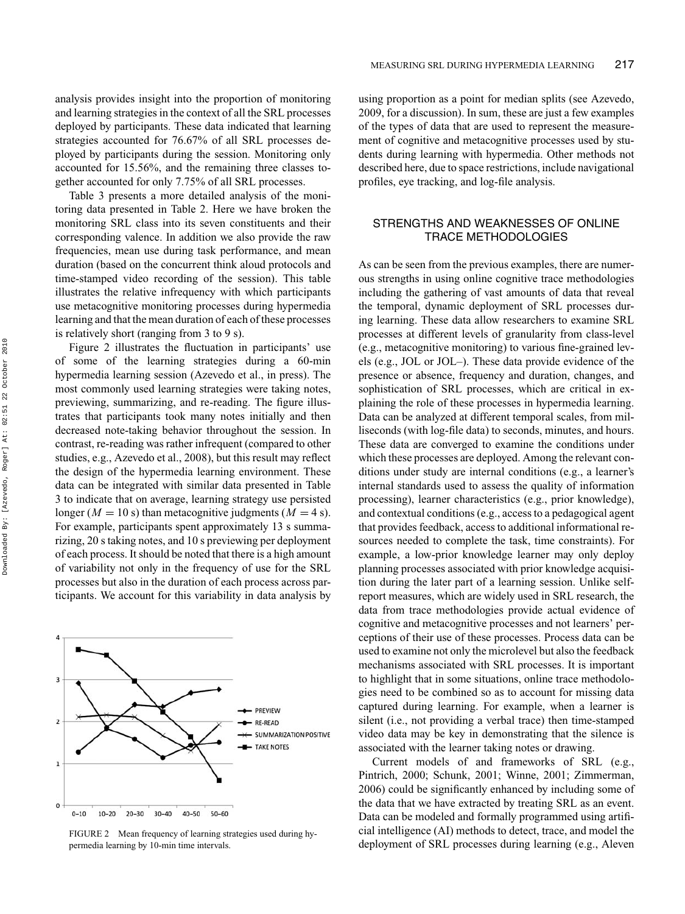analysis provides insight into the proportion of monitoring and learning strategies in the context of all the SRL processes deployed by participants. These data indicated that learning strategies accounted for 76.67% of all SRL processes deployed by participants during the session. Monitoring only accounted for 15.56%, and the remaining three classes together accounted for only 7.75% of all SRL processes.

Table 3 presents a more detailed analysis of the monitoring data presented in Table 2. Here we have broken the monitoring SRL class into its seven constituents and their corresponding valence. In addition we also provide the raw frequencies, mean use during task performance, and mean duration (based on the concurrent think aloud protocols and time-stamped video recording of the session). This table illustrates the relative infrequency with which participants use metacognitive monitoring processes during hypermedia learning and that the mean duration of each of these processes is relatively short (ranging from 3 to 9 s).

Figure 2 illustrates the fluctuation in participants' use of some of the learning strategies during a 60-min hypermedia learning session (Azevedo et al., in press). The most commonly used learning strategies were taking notes, previewing, summarizing, and re-reading. The figure illustrates that participants took many notes initially and then decreased note-taking behavior throughout the session. In contrast, re-reading was rather infrequent (compared to other studies, e.g., Azevedo et al., 2008), but this result may reflect the design of the hypermedia learning environment. These data can be integrated with similar data presented in Table 3 to indicate that on average, learning strategy use persisted longer ($M = 10$ s) than metacognitive judgments ($M = 4$ s). For example, participants spent approximately 13 s summarizing, 20 s taking notes, and 10 s previewing per deployment of each process. It should be noted that there is a high amount of variability not only in the frequency of use for the SRL processes but also in the duration of each process across participants. We account for this variability in data analysis by

FIGURE 2 Mean frequency of learning strategies used during hypermedia learning by 10-min time intervals.

using proportion as a point for median splits (see Azevedo, 2009, for a discussion). In sum, these are just a few examples of the types of data that are used to represent the measurement of cognitive and metacognitive processes used by students during learning with hypermedia. Other methods not described here, due to space restrictions, include navigational profiles, eye tracking, and log-file analysis.

## STRENGTHS AND WEAKNESSES OF ONLINE TRACE METHODOLOGIES

As can be seen from the previous examples, there are numerous strengths in using online cognitive trace methodologies including the gathering of vast amounts of data that reveal the temporal, dynamic deployment of SRL processes during learning. These data allow researchers to examine SRL processes at different levels of granularity from class-level (e.g., metacognitive monitoring) to various fine-grained levels (e.g., JOL or JOL–). These data provide evidence of the presence or absence, frequency and duration, changes, and sophistication of SRL processes, which are critical in explaining the role of these processes in hypermedia learning. Data can be analyzed at different temporal scales, from milliseconds (with log-file data) to seconds, minutes, and hours. These data are converged to examine the conditions under which these processes are deployed. Among the relevant conditions under study are internal conditions (e.g., a learner's internal standards used to assess the quality of information processing), learner characteristics (e.g., prior knowledge), and contextual conditions (e.g., access to a pedagogical agent that provides feedback, access to additional informational resources needed to complete the task, time constraints). For example, a low-prior knowledge learner may only deploy planning processes associated with prior knowledge acquisition during the later part of a learning session. Unlike self-report measures, which are widely used in SRL research, the data from trace methodologies provide actual evidence of cognitive and metacognitive processes and not learners' perceptions of their use of these processes. Process data can be used to examine not only the microlevel but also the feedback mechanisms associated with SRL processes. It is important to highlight that in some situations, online trace methodologies need to be combined so as to account for missing data captured during learning. For example, when a learner is silent (i.e., not providing a verbal trace) then time-stamped video data may be key in demonstrating that the silence is associated with the learner taking notes or drawing.

Current models of and frameworks of SRL (e.g., Pintrich, 2000; Schunk, 2001; Winne, 2001; Zimmerman, 2006) could be significantly enhanced by including some of the data that we have extracted by treating SRL as an event. Data can be modeled and formally programmed using artificial intelligence (AI) methods to detect, trace, and model the deployment of SRL processes during learning (e.g., Aleven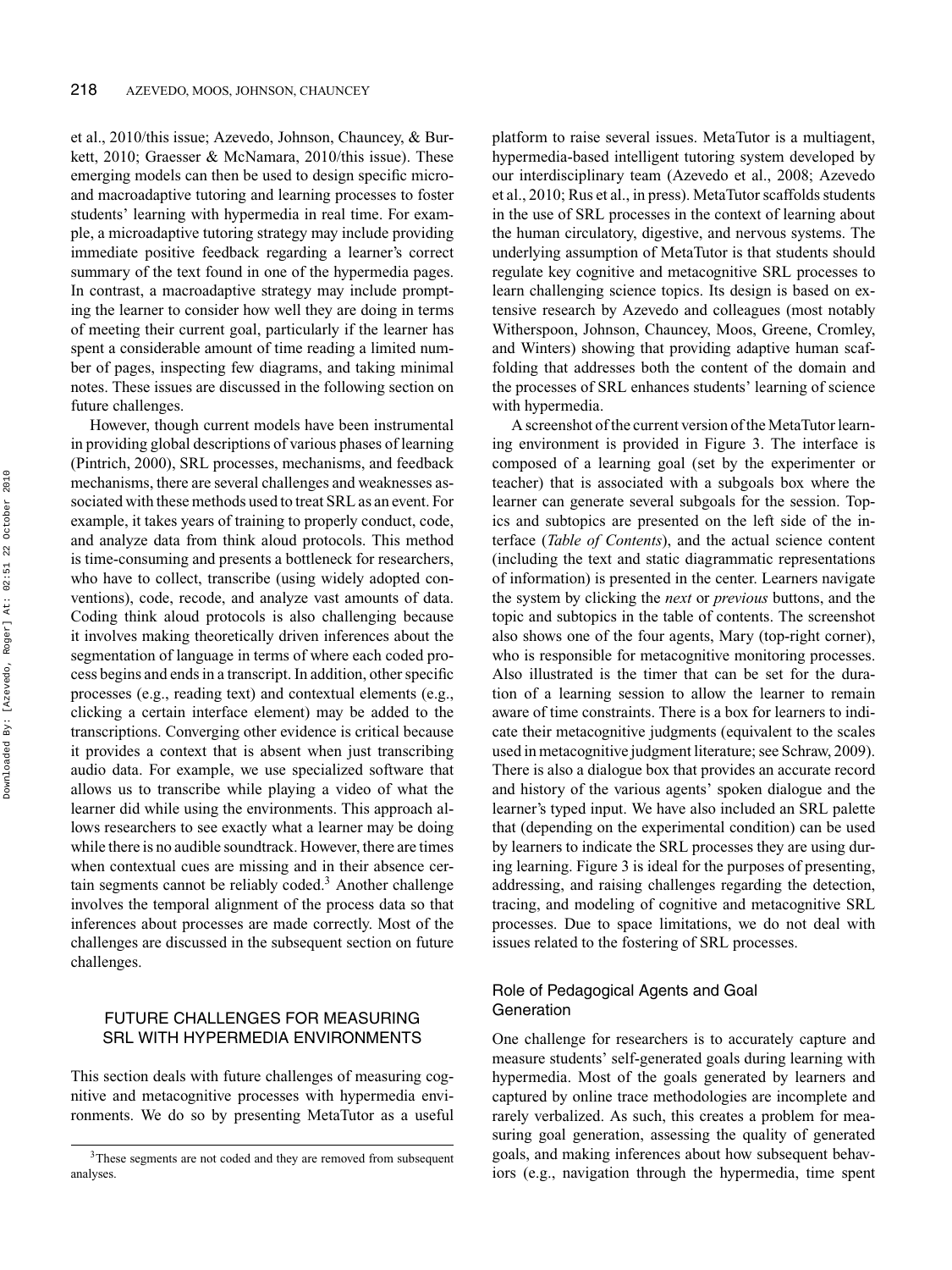et al., 2010/this issue; Azevedo, Johnson, Chauncey, & Burkett, 2010; Graesser & McNamara, 2010/this issue). These emerging models can then be used to design specific micro- and macroadaptive tutoring and learning processes to foster students' learning with hypermedia in real time. For example, a microadaptive tutoring strategy may include providing immediate positive feedback regarding a learner's correct summary of the text found in one of the hypermedia pages. In contrast, a macroadaptive strategy may include prompting the learner to consider how well they are doing in terms of meeting their current goal, particularly if the learner has spent a considerable amount of time reading a limited number of pages, inspecting few diagrams, and taking minimal notes. These issues are discussed in the following section on future challenges.

However, though current models have been instrumental in providing global descriptions of various phases of learning (Pintrich, 2000), SRL processes, mechanisms, and feedback mechanisms, there are several challenges and weaknesses associated with these methods used to treat SRL as an event. For example, it takes years of training to properly conduct, code, and analyze data from think aloud protocols. This method is time-consuming and presents a bottleneck for researchers, who have to collect, transcribe (using widely adopted conventions), code, recode, and analyze vast amounts of data. Coding think aloud protocols is also challenging because it involves making theoretically driven inferences about the segmentation of language in terms of where each coded process begins and ends in a transcript. In addition, other specific processes (e.g., reading text) and contextual elements (e.g., clicking a certain interface element) may be added to the transcriptions. Converging other evidence is critical because it provides a context that is absent when just transcribing audio data. For example, we use specialized software that allows us to transcribe while playing a video of what the learner did while using the environments. This approach allows researchers to see exactly what a learner may be doing while there is no audible soundtrack. However, there are times when contextual cues are missing and in their absence certain segments cannot be reliably coded.[3] Another challenge involves the temporal alignment of the process data so that inferences about processes are made correctly. Most of the challenges are discussed in the subsequent section on future challenges.

## FUTURE CHALLENGES FOR MEASURING SRL WITH HYPERMEDIA ENVIRONMENTS

This section deals with future challenges of measuring cognitive and metacognitive processes with hypermedia environments. We do so by presenting MetaTutor as a useful platform to raise several issues. MetaTutor is a multiagent, hypermedia-based intelligent tutoring system developed by our interdisciplinary team (Azevedo et al., 2008; Azevedo et al., 2010; Rus et al., in press). MetaTutor scaffolds students in the use of SRL processes in the context of learning about the human circulatory, digestive, and nervous systems. The underlying assumption of MetaTutor is that students should regulate key cognitive and metacognitive SRL processes to learn challenging science topics. Its design is based on extensive research by Azevedo and colleagues (most notably Witherspoon, Johnson, Chauncey, Moos, Greene, Cromley, and Winters) showing that providing adaptive human scaffolding that addresses both the content of the domain and the processes of SRL enhances students' learning of science with hypermedia.

A screenshot of the current version of the MetaTutor learning environment is provided in Figure 3. The interface is composed of a learning goal (set by the experimenter or teacher) that is associated with a subgoals box where the learner can generate several subgoals for the session. Topics and subtopics are presented on the left side of the interface (*Table of Contents*), and the actual science content (including the text and static diagrammatic representations of information) is presented in the center. Learners navigate the system by clicking the *next* or *previous* buttons, and the topic and subtopics in the table of contents. The screenshot also shows one of the four agents, Mary (top-right corner), who is responsible for metacognitive monitoring processes. Also illustrated is the timer that can be set for the duration of a learning session to allow the learner to remain aware of time constraints. There is a box for learners to indicate their metacognitive judgments (equivalent to the scales used in metacognitive judgment literature; see Schraw, 2009). There is also a dialogue box that provides an accurate record and history of the various agents' spoken dialogue and the learner's typed input. We have also included an SRL palette that (depending on the experimental condition) can be used by learners to indicate the SRL processes they are using during learning. Figure 3 is ideal for the purposes of presenting, addressing, and raising challenges regarding the detection, tracing, and modeling of cognitive and metacognitive SRL processes. Due to space limitations, we do not deal with issues related to the fostering of SRL processes.

### Role of Pedagogical Agents and Goal Generation

One challenge for researchers is to accurately capture and measure students' self-generated goals during learning with hypermedia. Most of the goals generated by learners and captured by online trace methodologies are incomplete and rarely verbalized. As such, this creates a problem for measuring goal generation, assessing the quality of generated goals, and making inferences about how subsequent behaviors (e.g., navigation through the hypermedia, time spent

[3] These segments are not coded and they are removed from subsequent analyses.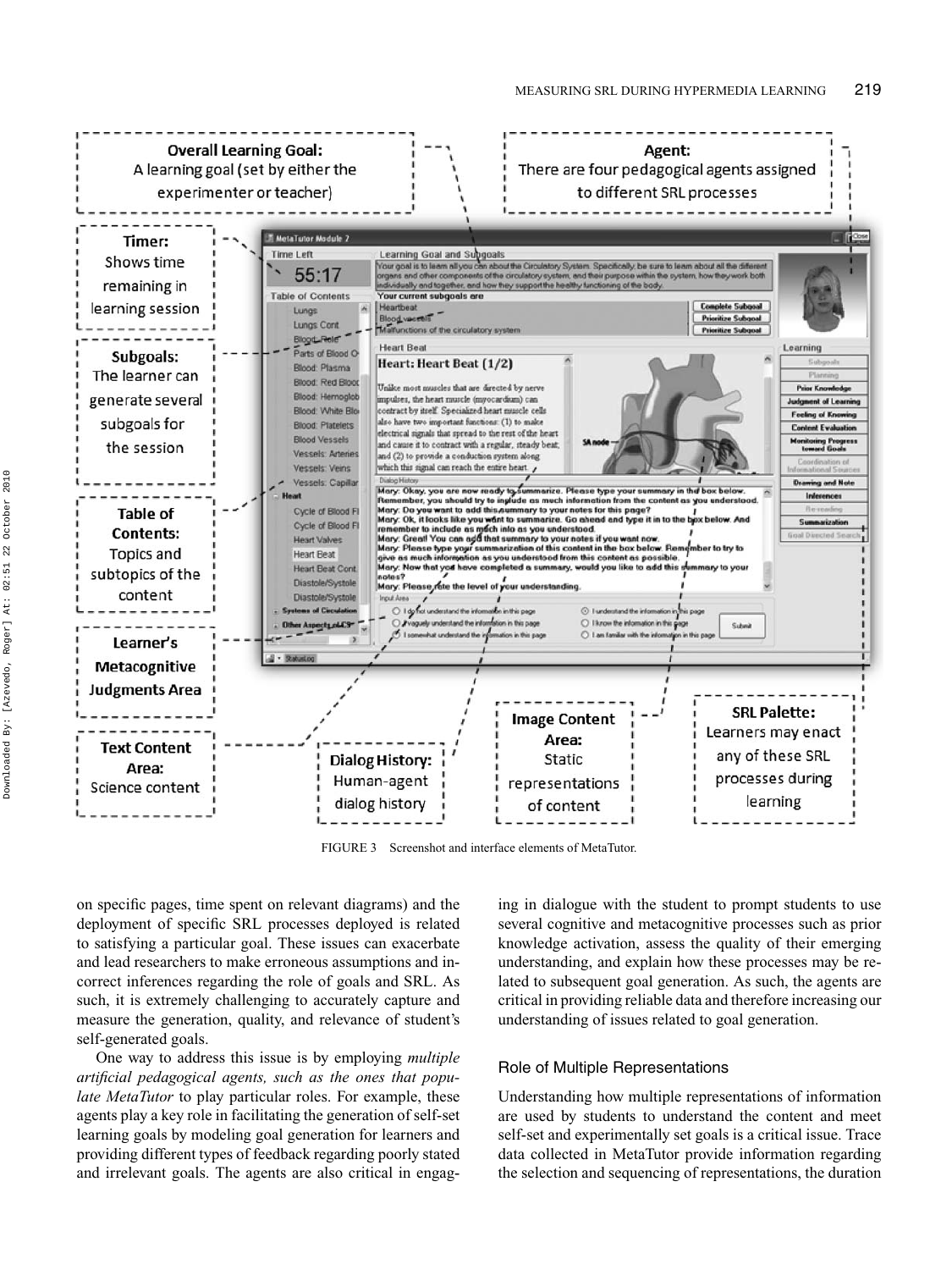FIGURE 3 Screenshot and interface elements of MetaTutor.

on specific pages, time spent on relevant diagrams) and the deployment of specific SRL processes deployed is related to satisfying a particular goal. These issues can exacerbate and lead researchers to make erroneous assumptions and incorrect inferences regarding the role of goals and SRL. As such, it is extremely challenging to accurately capture and measure the generation, quality, and relevance of student's self-generated goals.

One way to address this issue is by employing *multiple artificial pedagogical agents, such as the ones that populate MetaTutor* to play particular roles. For example, these agents play a key role in facilitating the generation of self-set learning goals by modeling goal generation for learners and providing different types of feedback regarding poorly stated and irrelevant goals. The agents are also critical in engaging in dialogue with the student to prompt students to use several cognitive and metacognitive processes such as prior knowledge activation, assess the quality of their emerging understanding, and explain how these processes may be related to subsequent goal generation. As such, the agents are critical in providing reliable data and therefore increasing our understanding of issues related to goal generation.

## Role of Multiple Representations

Understanding how multiple representations of information are used by students to understand the content and meet self-set and experimentally set goals is a critical issue. Trace data collected in MetaTutor provide information regarding the selection and sequencing of representations, the duration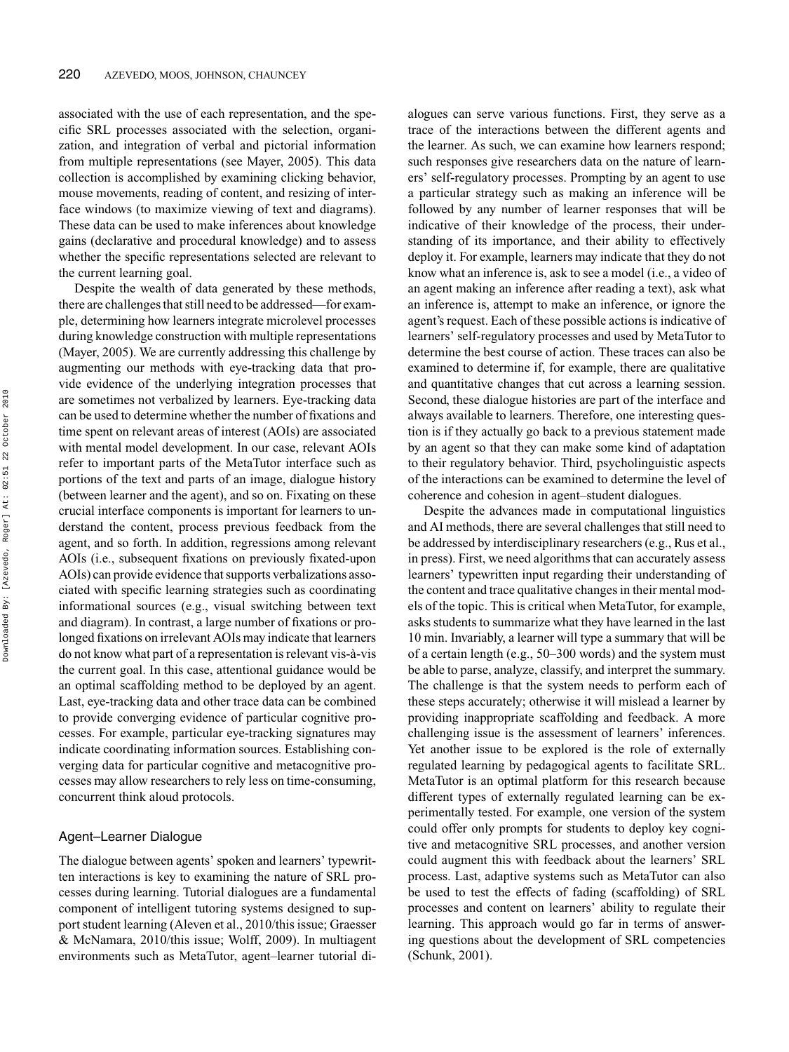associated with the use of each representation, and the specific SRL processes associated with the selection, organization, and integration of verbal and pictorial information from multiple representations (see Mayer, 2005). This data collection is accomplished by examining clicking behavior, mouse movements, reading of content, and resizing of interface windows (to maximize viewing of text and diagrams). These data can be used to make inferences about knowledge gains (declarative and procedural knowledge) and to assess whether the specific representations selected are relevant to the current learning goal.

Despite the wealth of data generated by these methods, there are challenges that still need to be addressed—for example, determining how learners integrate microlevel processes during knowledge construction with multiple representations (Mayer, 2005). We are currently addressing this challenge by augmenting our methods with eye-tracking data that provide evidence of the underlying integration processes that are sometimes not verbalized by learners. Eye-tracking data can be used to determine whether the number of fixations and time spent on relevant areas of interest (AOIs) are associated with mental model development. In our case, relevant AOIs refer to important parts of the MetaTutor interface such as portions of the text and parts of an image, dialogue history (between learner and the agent), and so on. Fixating on these crucial interface components is important for learners to understand the content, process previous feedback from the agent, and so forth. In addition, regressions among relevant AOIs (i.e., subsequent fixations on previously fixated-upon AOIs) can provide evidence that supports verbalizations associated with specific learning strategies such as coordinating informational sources (e.g., visual switching between text and diagram). In contrast, a large number of fixations or prolonged fixations on irrelevant AOIs may indicate that learners do not know what part of a representation is relevant vis-à-vis the current goal. In this case, attentional guidance would be an optimal scaffolding method to be deployed by an agent. Last, eye-tracking data and other trace data can be combined to provide converging evidence of particular cognitive processes. For example, particular eye-tracking signatures may indicate coordinating information sources. Establishing converging data for particular cognitive and metacognitive processes may allow researchers to rely less on time-consuming, concurrent think aloud protocols.

## Agent–Learner Dialogue

The dialogue between agents' spoken and learners' typewritten interactions is key to examining the nature of SRL processes during learning. Tutorial dialogues are a fundamental component of intelligent tutoring systems designed to support student learning (Aleven et al., 2010/this issue; Graesser & McNamara, 2010/this issue; Wolff, 2009). In multiagent environments such as MetaTutor, agent–learner tutorial dialogues can serve various functions. First, they serve as a trace of the interactions between the different agents and the learner. As such, we can examine how learners respond; such responses give researchers data on the nature of learners' self-regulatory processes. Prompting by an agent to use a particular strategy such as making an inference will be followed by any number of learner responses that will be indicative of their knowledge of the process, their understanding of its importance, and their ability to effectively deploy it. For example, learners may indicate that they do not know what an inference is, ask to see a model (i.e., a video of an agent making an inference after reading a text), ask what an inference is, attempt to make an inference, or ignore the agent's request. Each of these possible actions is indicative of learners' self-regulatory processes and used by MetaTutor to determine the best course of action. These traces can also be examined to determine if, for example, there are qualitative and quantitative changes that cut across a learning session. Second, these dialogue histories are part of the interface and always available to learners. Therefore, one interesting question is if they actually go back to a previous statement made by an agent so that they can make some kind of adaptation to their regulatory behavior. Third, psycholinguistic aspects of the interactions can be examined to determine the level of coherence and cohesion in agent–student dialogues.

Despite the advances made in computational linguistics and AI methods, there are several challenges that still need to be addressed by interdisciplinary researchers (e.g., Rus et al., in press). First, we need algorithms that can accurately assess learners' typewritten input regarding their understanding of the content and trace qualitative changes in their mental models of the topic. This is critical when MetaTutor, for example, asks students to summarize what they have learned in the last 10 min. Invariably, a learner will type a summary that will be of a certain length (e.g., 50–300 words) and the system must be able to parse, analyze, classify, and interpret the summary. The challenge is that the system needs to perform each of these steps accurately; otherwise it will mislead a learner by providing inappropriate scaffolding and feedback. A more challenging issue is the assessment of learners' inferences. Yet another issue to be explored is the role of externally regulated learning by pedagogical agents to facilitate SRL. MetaTutor is an optimal platform for this research because different types of externally regulated learning can be experimentally tested. For example, one version of the system could offer only prompts for students to deploy key cognitive and metacognitive SRL processes, and another version could augment this with feedback about the learners' SRL process. Last, adaptive systems such as MetaTutor can also be used to test the effects of fading (scaffolding) of SRL processes and content on learners' ability to regulate their learning. This approach would go far in terms of answering questions about the development of SRL competencies (Schunk, 2001).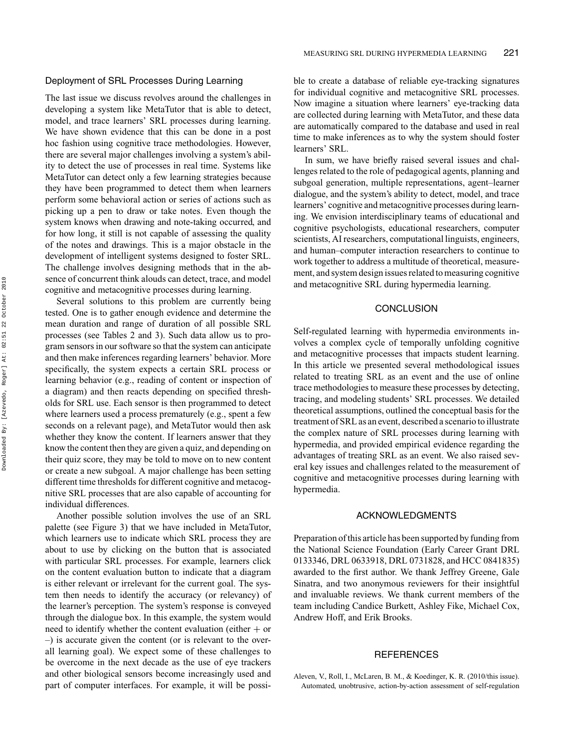### Deployment of SRL Processes During Learning

The last issue we discuss revolves around the challenges in developing a system like MetaTutor that is able to detect, model, and trace learners' SRL processes during learning. We have shown evidence that this can be done in a post hoc fashion using cognitive trace methodologies. However, there are several major challenges involving a system's ability to detect the use of processes in real time. Systems like MetaTutor can detect only a few learning strategies because they have been programmed to detect them when learners perform some behavioral action or series of actions such as picking up a pen to draw or take notes. Even though the system knows when drawing and note-taking occurred, and for how long, it still is not capable of assessing the quality of the notes and drawings. This is a major obstacle in the development of intelligent systems designed to foster SRL. The challenge involves designing methods that in the absence of concurrent think alouds can detect, trace, and model cognitive and metacognitive processes during learning.

Several solutions to this problem are currently being tested. One is to gather enough evidence and determine the mean duration and range of duration of all possible SRL processes (see Tables 2 and 3). Such data allow us to program sensors in our software so that the system can anticipate and then make inferences regarding learners' behavior. More specifically, the system expects a certain SRL process or learning behavior (e.g., reading of content or inspection of a diagram) and then reacts depending on specified thresholds for SRL use. Each sensor is then programmed to detect where learners used a process prematurely (e.g., spent a few seconds on a relevant page), and MetaTutor would then ask whether they know the content. If learners answer that they know the content then they are given a quiz, and depending on their quiz score, they may be told to move on to new content or create a new subgoal. A major challenge has been setting different time thresholds for different cognitive and metacognitive SRL processes that are also capable of accounting for individual differences.

Another possible solution involves the use of an SRL palette (see Figure 3) that we have included in MetaTutor, which learners use to indicate which SRL process they are about to use by clicking on the button that is associated with particular SRL processes. For example, learners click on the content evaluation button to indicate that a diagram is either relevant or irrelevant for the current goal. The system then needs to identify the accuracy (or relevancy) of the learner's perception. The system's response is conveyed through the dialogue box. In this example, the system would need to identify whether the content evaluation (either + or –) is accurate given the content (or is relevant to the overall learning goal). We expect some of these challenges to be overcome in the next decade as the use of eye trackers and other biological sensors become increasingly used and part of computer interfaces. For example, it will be possible to create a database of reliable eye-tracking signatures for individual cognitive and metacognitive SRL processes. Now imagine a situation where learners' eye-tracking data are collected during learning with MetaTutor, and these data are automatically compared to the database and used in real time to make inferences as to why the system should foster learners' SRL.

In sum, we have briefly raised several issues and challenges related to the role of pedagogical agents, planning and subgoal generation, multiple representations, agent–learner dialogue, and the system's ability to detect, model, and trace learners' cognitive and metacognitive processes during learning. We envision interdisciplinary teams of educational and cognitive psychologists, educational researchers, computer scientists, AI researchers, computational linguists, engineers, and human–computer interaction researchers to continue to work together to address a multitude of theoretical, measurement, and system design issues related to measuring cognitive and metacognitive SRL during hypermedia learning.

## CONCLUSION

Self-regulated learning with hypermedia environments involves a complex cycle of temporally unfolding cognitive and metacognitive processes that impacts student learning. In this article we presented several methodological issues related to treating SRL as an event and the use of online trace methodologies to measure these processes by detecting, tracing, and modeling students' SRL processes. We detailed theoretical assumptions, outlined the conceptual basis for the treatment of SRL as an event, described a scenario to illustrate the complex nature of SRL processes during learning with hypermedia, and provided empirical evidence regarding the advantages of treating SRL as an event. We also raised several key issues and challenges related to the measurement of cognitive and metacognitive processes during learning with hypermedia.

## ACKNOWLEDGMENTS

Preparation of this article has been supported by funding from the National Science Foundation (Early Career Grant DRL 0133346, DRL 0633918, DRL 0731828, and HCC 0841835) awarded to the first author. We thank Jeffrey Greene, Gale Sinatra, and two anonymous reviewers for their insightful and invaluable reviews. We thank current members of the team including Candice Burkett, Ashley Fike, Michael Cox, Andrew Hoff, and Erik Brooks.

## REFERENCES

Aleven, V., Roll, I., McLaren, B. M., & Koedinger, K. R. (2010/this issue). Automated, unobtrusive, action-by-action assessment of self-regulation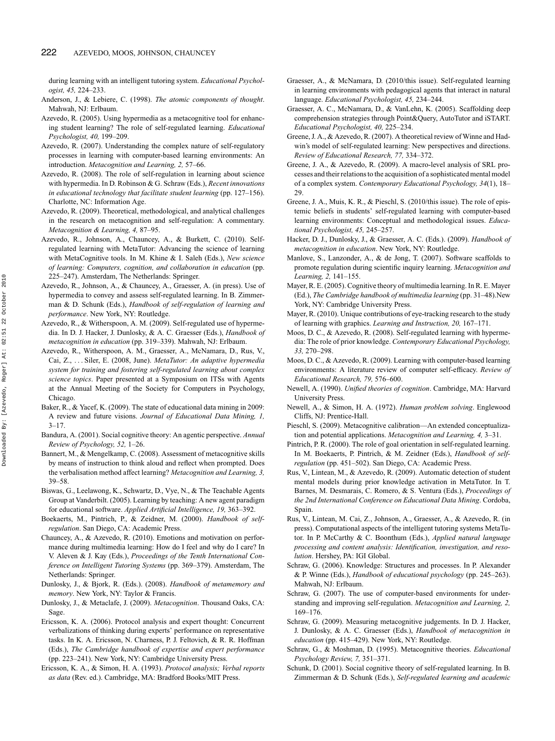during learning with an intelligent tutoring system. *Educational Psychologist, 45,* 224–233.

Anderson, J., & Lebiere, C. (1998). *The atomic components of thought*. Mahwah, NJ: Erlbaum.

Azevedo, R. (2005). Using hypermedia as a metacognitive tool for enhancing student learning? The role of self-regulated learning. *Educational Psychologist, 40,* 199–209.

Azevedo, R. (2007). Understanding the complex nature of self-regulatory processes in learning with computer-based learning environments: An introduction. *Metacognition and Learning, 2,* 57–66.

Azevedo, R. (2008). The role of self-regulation in learning about science with hypermedia. In D. Robinson & G. Schraw (Eds.), *Recent innovations in educational technology that facilitate student learning* (pp. 127–156). Charlotte, NC: Information Age.

Azevedo, R. (2009). Theoretical, methodological, and analytical challenges in the research on metacognition and self-regulation: A commentary. *Metacognition & Learning, 4,* 87–95.

Azevedo, R., Johnson, A., Chauncey, A., & Burkett, C. (2010). Self-regulated learning with MetaTutor: Advancing the science of learning with MetaCognitive tools. In M. Khine & I. Saleh (Eds.), *New science of learning: Computers, cognition, and collaboration in education* (pp. 225–247). Amsterdam, The Netherlands: Springer.

Azevedo, R., Johnson, A., & Chauncey, A., Graesser, A. (in press). Use of hypermedia to convey and assess self-regulated learning. In B. Zimmerman & D. Schunk (Eds.), *Handbook of self-regulation of learning and performance*. New York, NY: Routledge.

Azevedo, R., & Witherspoon, A. M. (2009). Self-regulated use of hypermedia. In D. J. Hacker, J. Dunlosky, & A. C. Graesser (Eds.), *Handbook of metacognition in education* (pp. 319–339). Mahwah, NJ: Erlbaum.

Azevedo, R., Witherspoon, A. M., Graesser, A., McNamara, D., Rus, V., Cai, Z., . . . Siler, E. (2008, June). *MetaTutor: An adaptive hypermedia system for training and fostering self-regulated learning about complex science topics*. Paper presented at a Symposium on ITSs with Agents at the Annual Meeting of the Society for Computers in Psychology, Chicago.

Baker, R., & Yacef, K. (2009). The state of educational data mining in 2009: A review and future visions. *Journal of Educational Data Mining, 1,* 3–17.

Bandura, A. (2001). Social cognitive theory: An agentic perspective. *Annual Review of Psychology, 52,* 1–26.

Bannert, M., & Mengelkamp, C. (2008). Assessment of metacognitive skills by means of instruction to think aloud and reflect when prompted. Does the verbalisation method affect learning? *Metacognition and Learning, 3,* 39–58.

Biswas, G., Leelawong, K., Schwartz, D., Vye, N., & The Teachable Agents Group at Vanderbilt. (2005). Learning by teaching: A new agent paradigm for educational software. *Applied Artificial Intelligence, 19,* 363–392.

Boekaerts, M., Pintrich, P., & Zeidner, M. (2000). *Handbook of self-regulation*. San Diego, CA: Academic Press.

Chauncey, A., & Azevedo, R. (2010). Emotions and motivation on performance during multimedia learning: How do I feel and why do I care? In V. Aleven & J. Kay (Eds.), *Proceedings of the Tenth International Conference on Intelligent Tutoring Systems* (pp. 369–379). Amsterdam, The Netherlands: Springer.

Dunlosky, J., & Bjork, R. (Eds.). (2008). *Handbook of metamemory and memory*. New York, NY: Taylor & Francis.

Dunlosky, J., & Metaclafe, J. (2009). *Metacognition*. Thousand Oaks, CA: Sage.

Ericsson, K. A. (2006). Protocol analysis and expert thought: Concurrent verbalizations of thinking during experts' performance on representative tasks. In K. A. Ericsson, N. Charness, P. J. Feltovich, & R. R. Hoffman (Eds.), *The Cambridge handbook of expertise and expert performance* (pp. 223–241). New York, NY: Cambridge University Press.

Ericsson, K. A., & Simon, H. A. (1993). *Protocol analysis; Verbal reports as data* (Rev. ed.). Cambridge, MA: Bradford Books/MIT Press.

Graesser, A., & McNamara, D. (2010/this issue). Self-regulated learning in learning environments with pedagogical agents that interact in natural language. *Educational Psychologist, 45,* 234–244.

Graesser, A. C., McNamara, D., & VanLehn, K. (2005). Scaffolding deep comprehension strategies through Point&Query, AutoTutor and iSTART. *Educational Psychologist, 40,* 225–234.

Greene, J. A., & Azevedo, R. (2007). A theoretical review of Winne and Hadwin's model of self-regulated learning: New perspectives and directions. *Review of Educational Research, 77,* 334–372.

Greene, J. A., & Azevedo, R. (2009). A macro-level analysis of SRL processes and their relations to the acquisition of a sophisticated mental model of a complex system. *Contemporary Educational Psychology, 34*(1), 18–29.

Greene, J. A., Muis, K. R., & Pieschl, S. (2010/this issue). The role of epistemic beliefs in students' self-regulated learning with computer-based learning environments: Conceptual and methodological issues. *Educational Psychologist, 45,* 245–257.

Hacker, D. J., Dunlosky, J., & Graesser, A. C. (Eds.). (2009). *Handbook of metacognition in education*. New York, NY: Routledge.

Manlove, S., Lanzonder, A., & de Jong, T. (2007). Software scaffolds to promote regulation during scientific inquiry learning. *Metacognition and Learning, 2,* 141–155.

Mayer, R. E. (2005). Cognitive theory of multimedia learning. In R. E. Mayer (Ed.), *The Cambridge handbook of multimedia learning* (pp. 31–48).New York, NY: Cambridge University Press.

Mayer, R. (2010). Unique contributions of eye-tracking research to the study of learning with graphics. *Learning and Instruction, 20,* 167–171.

Moos, D. C., & Azevedo, R. (2008). Self-regulated learning with hypermedia: The role of prior knowledge. *Contemporary Educational Psychology, 33,* 270–298.

Moos, D. C., & Azevedo, R. (2009). Learning with computer-based learning environments: A literature review of computer self-efficacy. *Review of Educational Research, 79,* 576–600.

Newell, A. (1990). *Unified theories of cognition*. Cambridge, MA: Harvard University Press.

Newell, A., & Simon, H. A. (1972). *Human problem solving*. Englewood Cliffs, NJ: Prentice-Hall.

Pieschl, S. (2009). Metacognitive calibration—An extended conceptualization and potential applications. *Metacognition and Learning, 4,* 3–31.

Pintrich, P. R. (2000). The role of goal orientation in self-regulated learning. In M. Boekaerts, P. Pintrich, & M. Zeidner (Eds.), *Handbook of self-regulation* (pp. 451–502). San Diego, CA: Academic Press.

Rus, V., Lintean, M., & Azevedo, R. (2009). Automatic detection of student mental models during prior knowledge activation in MetaTutor. In T. Barnes, M. Desmarais, C. Romero, & S. Ventura (Eds.), *Proceedings of the 2nd International Conference on Educational Data Mining*. Cordoba, Spain.

Rus, V., Lintean, M. Cai, Z., Johnson, A., Graesser, A., & Azevedo, R. (in press). Computational aspects of the intelligent tutoring systems MetaTutor. In P. McCarthy & C. Boonthum (Eds.), *Applied natural language processing and content analysis: Identification, investigation, and resolution*. Hershey, PA: IGI Global.

Schraw, G. (2006). Knowledge: Structures and processes. In P. Alexander & P. Winne (Eds.), *Handbook of educational psychology* (pp. 245–263). Mahwah, NJ: Erlbaum.

Schraw, G. (2007). The use of computer-based environments for understanding and improving self-regulation. *Metacognition and Learning, 2,* 169–176.

Schraw, G. (2009). Measuring metacognitive judgements. In D. J. Hacker, J. Dunlosky, & A. C. Graesser (Eds.), *Handbook of metacognition in education* (pp. 415–429). New York, NY: Routledge.

Schraw, G., & Moshman, D. (1995). Metacognitive theories. *Educational Psychology Review, 7,* 351–371.

Schunk, D. (2001). Social cognitive theory of self-regulated learning. In B. Zimmerman & D. Schunk (Eds.), *Self-regulated learning and academic*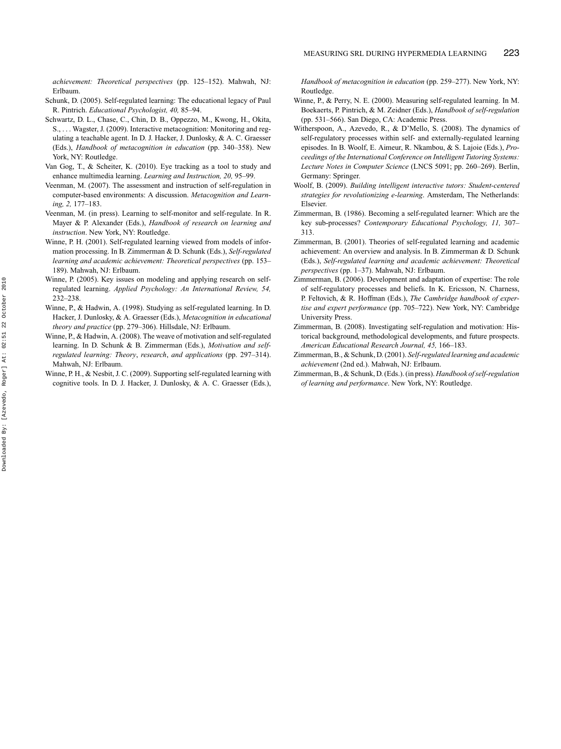*achievement: Theoretical perspectives* (pp. 125–152). Mahwah, NJ: Erlbaum.

Schunk, D. (2005). Self-regulated learning: The educational legacy of Paul R. Pintrich. *Educational Psychologist, 40,* 85–94.

Schwartz, D. L., Chase, C., Chin, D. B., Oppezzo, M., Kwong, H., Okita, S., . . . Wagster, J. (2009). Interactive metacognition: Monitoring and regulating a teachable agent. In D. J. Hacker, J. Dunlosky, & A. C. Graesser (Eds.), *Handbook of metacognition in education* (pp. 340–358). New York, NY: Routledge.

Van Gog, T., & Scheiter, K. (2010). Eye tracking as a tool to study and enhance multimedia learning. *Learning and Instruction, 20,* 95–99.

Veenman, M. (2007). The assessment and instruction of self-regulation in computer-based environments: A discussion. *Metacognition and Learning, 2,* 177–183.

Veenman, M. (in press). Learning to self-monitor and self-regulate. In R. Mayer & P. Alexander (Eds.), *Handbook of research on learning and instruction*. New York, NY: Routledge.

Winne, P. H. (2001). Self-regulated learning viewed from models of information processing. In B. Zimmerman & D. Schunk (Eds.), *Self-regulated learning and academic achievement: Theoretical perspectives* (pp. 153–189). Mahwah, NJ: Erlbaum.

Winne, P. (2005). Key issues on modeling and applying research on self-regulated learning. *Applied Psychology: An International Review, 54,* 232–238.

Winne, P., & Hadwin, A. (1998). Studying as self-regulated learning. In D. Hacker, J. Dunlosky, & A. Graesser (Eds.), *Metacognition in educational theory and practice* (pp. 279–306). Hillsdale, NJ: Erlbaum.

Winne, P., & Hadwin, A. (2008). The weave of motivation and self-regulated learning. In D. Schunk & B. Zimmerman (Eds.), *Motivation and self-regulated learning: Theory*, *research*, *and applications* (pp. 297–314). Mahwah, NJ: Erlbaum.

Winne, P. H., & Nesbit, J. C. (2009). Supporting self-regulated learning with cognitive tools. In D. J. Hacker, J. Dunlosky, & A. C. Graesser (Eds.), *Handbook of metacognition in education* (pp. 259–277). New York, NY: Routledge.

Winne, P., & Perry, N. E. (2000). Measuring self-regulated learning. In M. Boekaerts, P. Pintrich, & M. Zeidner (Eds.), *Handbook of self-regulation* (pp. 531–566). San Diego, CA: Academic Press.

Witherspoon, A., Azevedo, R., & D'Mello, S. (2008). The dynamics of self-regulatory processes within self- and externally-regulated learning episodes. In B. Woolf, E. Aimeur, R. Nkambou, & S. Lajoie (Eds.), *Proceedings of the International Conference on Intelligent Tutoring Systems: Lecture Notes in Computer Science* (LNCS 5091; pp. 260–269). Berlin, Germany: Springer.

Woolf, B. (2009). *Building intelligent interactive tutors: Student-centered strategies for revolutionizing e-learning*. Amsterdam, The Netherlands: Elsevier.

Zimmerman, B. (1986). Becoming a self-regulated learner: Which are the key sub-processes? *Contemporary Educational Psychology, 11,* 307–313.

Zimmerman, B. (2001). Theories of self-regulated learning and academic achievement: An overview and analysis. In B. Zimmerman & D. Schunk (Eds.), *Self-regulated learning and academic achievement: Theoretical perspectives* (pp. 1–37). Mahwah, NJ: Erlbaum.

Zimmerman, B. (2006). Development and adaptation of expertise: The role of self-regulatory processes and beliefs. In K. Ericsson, N. Charness, P. Feltovich, & R. Hoffman (Eds.), *The Cambridge handbook of expertise and expert performance* (pp. 705–722). New York, NY: Cambridge University Press.

Zimmerman, B. (2008). Investigating self-regulation and motivation: Historical background, methodological developments, and future prospects. *American Educational Research Journal, 45,* 166–183.

Zimmerman, B., & Schunk, D. (2001). *Self-regulated learning and academic achievement* (2nd ed.). Mahwah, NJ: Erlbaum.

Zimmerman, B., & Schunk, D. (Eds.). (in press). *Handbook of self-regulation of learning and performance*. New York, NY: Routledge.